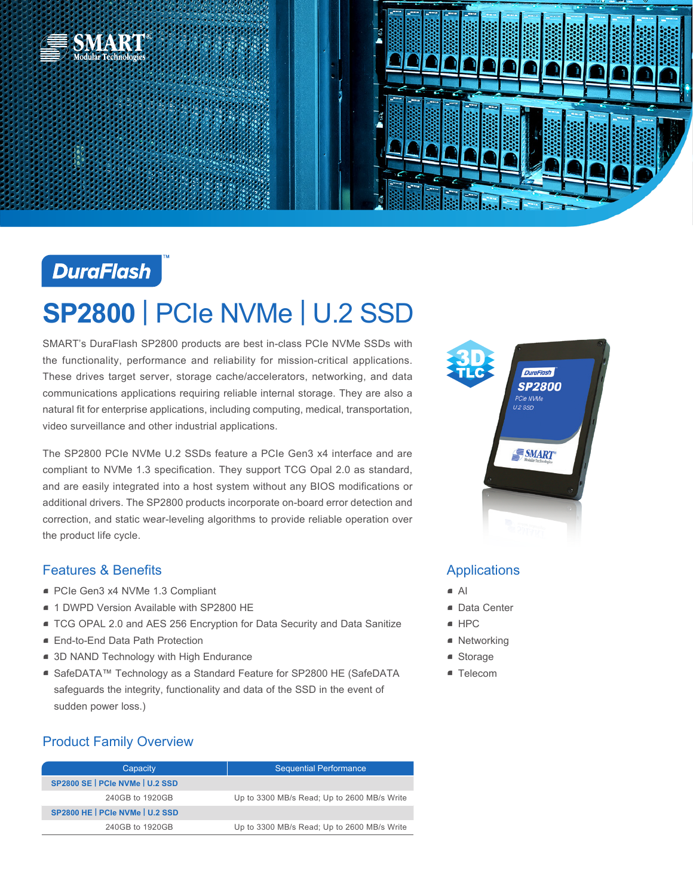DuraFlash™

# SP2800 | PCIe NVMe | U.2 SSD

SMART's DuraFlash SP2800 products are best in-class PCIe NVMe SSDs with the functionality, performance and reliability for mission-critical applications. These drives target server, storage cache/accelerators, networking, and data communications applications requiring reliable internal storage. They are also a natural fit for enterprise applications, including computing, medical, transportation, video surveillance and other industrial applications.

The SP2800 PCIe NVMe U.2 SSDs feature a PCIe Gen3 x4 interface and are compliant to NVMe 1.3 specification. They support TCG Opal 2.0 as standard, and are easily integrated into a host system without any BIOS modifications or additional drivers. The SP2800 products incorporate on-board error detection and correction, and static wear-leveling algorithms to provide reliable operation over the product life cycle.

## Features & Benefits

- PCIe Gen3 x4 NVMe 1.3 Compliant
- 1 DWPD Version Available with SP2800 HE
- TCG OPAL 2.0 and AES 256 Encryption for Data Security and Data Sanitize
- End-to-End Data Path Protection
- 3D NAND Technology with High Endurance
- SafeDATA™ Technology as a Standard Feature for SP2800 HE (SafeDATA safeguards the integrity, functionality and data of the SSD in the event of sudden power loss.)

## Applications

- AI
- Data Center
- HPC
- Networking
- Storage
- Telecom

## Product Family Overview

| Capacity | Sequential Performance |
|---|---|
| **SP2800 SE \| PCIe NVMe \| U.2 SSD** | |
| 240GB to 1920GB | Up to 3300 MB/s Read; Up to 2600 MB/s Write |
| **SP2800 HE \| PCIe NVMe \| U.2 SSD** | |
| 240GB to 1920GB | Up to 3300 MB/s Read; Up to 2600 MB/s Write |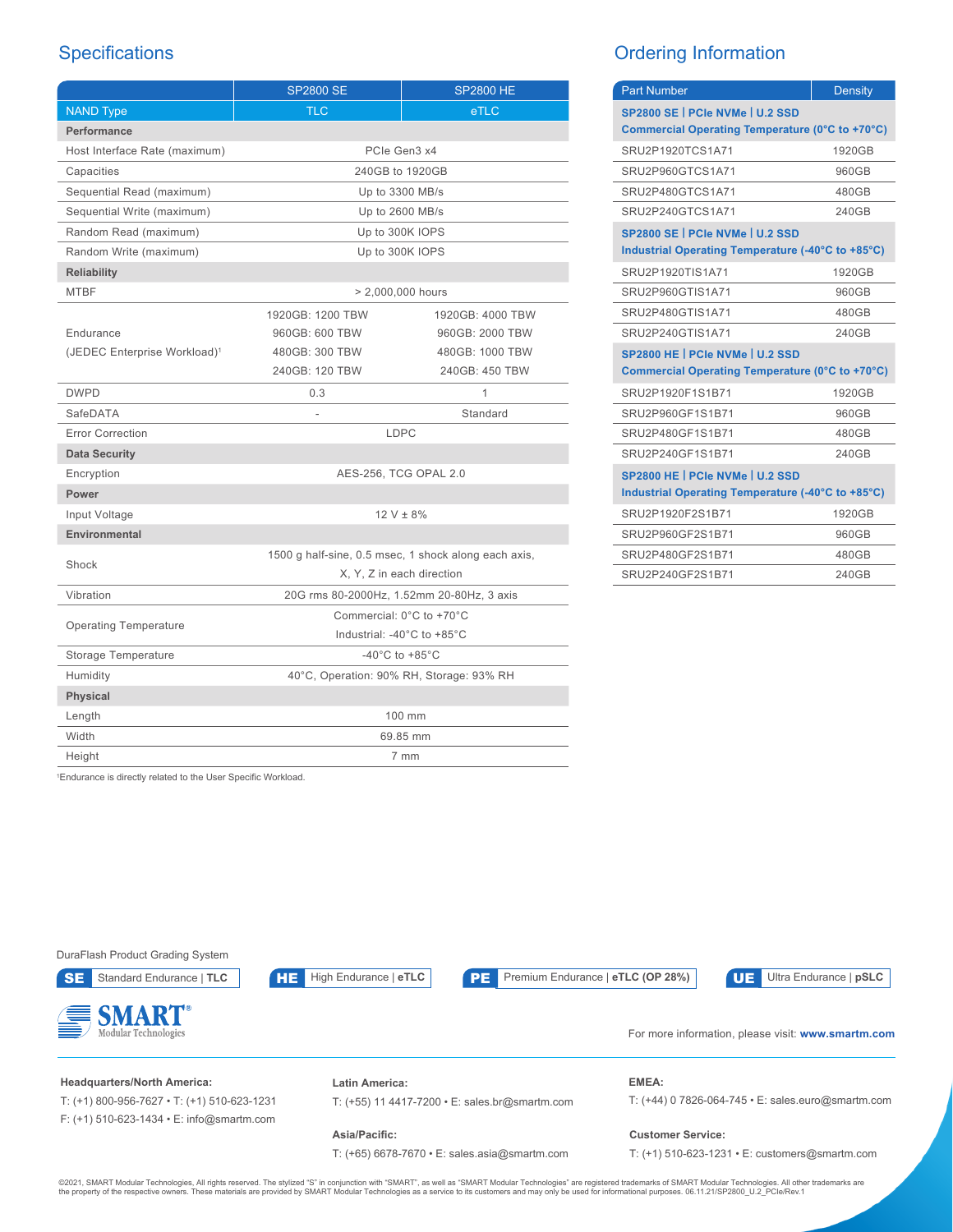## Specifications

| | SP2800 SE | SP2800 HE |
|---|---|---|
| NAND Type | TLC | eTLC |
| **Performance** | | |
| Host Interface Rate (maximum) | PCIe Gen3 x4 | |
| Capacities | 240GB to 1920GB | |
| Sequential Read (maximum) | Up to 3300 MB/s | |
| Sequential Write (maximum) | Up to 2600 MB/s | |
| Random Read (maximum) | Up to 300K IOPS | |
| Random Write (maximum) | Up to 300K IOPS | |
| **Reliability** | | |
| MTBF | > 2,000,000 hours | |
| Endurance (JEDEC Enterprise Workload)[1] | 1920GB: 1200 TBW<br>960GB: 600 TBW<br>480GB: 300 TBW<br>240GB: 120 TBW | 1920GB: 4000 TBW<br>960GB: 2000 TBW<br>480GB: 1000 TBW<br>240GB: 450 TBW |
| DWPD | 0.3 | 1 |
| SafeDATA | - | Standard |
| Error Correction | LDPC | |
| **Data Security** | | |
| Encryption | AES-256, TCG OPAL 2.0 | |
| **Power** | | |
| Input Voltage | 12 V ± 8% | |
| **Environmental** | | |
| Shock | 1500 g half-sine, 0.5 msec, 1 shock along each axis, X, Y, Z in each direction | |
| Vibration | 20G rms 80-2000Hz, 1.52mm 20-80Hz, 3 axis | |
| Operating Temperature | Commercial: 0°C to +70°C<br>Industrial: -40°C to +85°C | |
| Storage Temperature | -40°C to +85°C | |
| Humidity | 40°C, Operation: 90% RH, Storage: 93% RH | |
| **Physical** | | |
| Length | 100 mm | |
| Width | 69.85 mm | |
| Height | 7 mm | |

[1]Endurance is directly related to the User Specific Workload.

## Ordering Information

| Part Number | Density |
|---|---|
| **SP2800 SE \| PCIe NVMe \| U.2 SSD Commercial Operating Temperature (0°C to +70°C)** | |
| SRU2P1920TCS1A71 | 1920GB |
| SRU2P960GTCS1A71 | 960GB |
| SRU2P480GTCS1A71 | 480GB |
| SRU2P240GTCS1A71 | 240GB |
| **SP2800 SE \| PCIe NVMe \| U.2 SSD Industrial Operating Temperature (-40°C to +85°C)** | |
| SRU2P1920TIS1A71 | 1920GB |
| SRU2P960GTIS1A71 | 960GB |
| SRU2P480GTIS1A71 | 480GB |
| SRU2P240GTIS1A71 | 240GB |
| **SP2800 HE \| PCIe NVMe \| U.2 SSD Commercial Operating Temperature (0°C to +70°C)** | |
| SRU2P1920F1S1B71 | 1920GB |
| SRU2P960GF1S1B71 | 960GB |
| SRU2P480GF1S1B71 | 480GB |
| SRU2P240GF1S1B71 | 240GB |
| **SP2800 HE \| PCIe NVMe \| U.2 SSD Industrial Operating Temperature (-40°C to +85°C)** | |
| SRU2P1920F2S1B71 | 1920GB |
| SRU2P960GF2S1B71 | 960GB |
| SRU2P480GF2S1B71 | 480GB |
| SRU2P240GF2S1B71 | 240GB |

DuraFlash Product Grading System

**SE** Standard Endurance | **TLC**

**HE** High Endurance | **eTLC**

**PE** Premium Endurance | **eTLC (OP 28%)**

**UE** Ultra Endurance | **pSLC**

SMART® Modular Technologies

For more information, please visit: **www.smartm.com**

**Headquarters/North America:**
T: (+1) 800-956-7627 • T: (+1) 510-623-1231
F: (+1) 510-623-1434 • E: info@smartm.com

**Latin America:**
T: (+55) 11 4417-7200 • E: sales.br@smartm.com

**Asia/Pacific:**
T: (+65) 6678-7670 • E: sales.asia@smartm.com

**EMEA:**
T: (+44) 0 7826-064-745 • E: sales.euro@smartm.com

**Customer Service:**
T: (+1) 510-623-1231 • E: customers@smartm.com

©2021, SMART Modular Technologies, All rights reserved. The stylized "S" in conjunction with "SMART", as well as "SMART Modular Technologies" are registered trademarks of SMART Modular Technologies. All other trademarks are the property of the respective owners. These materials are provided by SMART Modular Technologies as a service to its customers and may only be used for informational purposes. 06.11.21/SP2800_U.2_PCIe/Rev.1